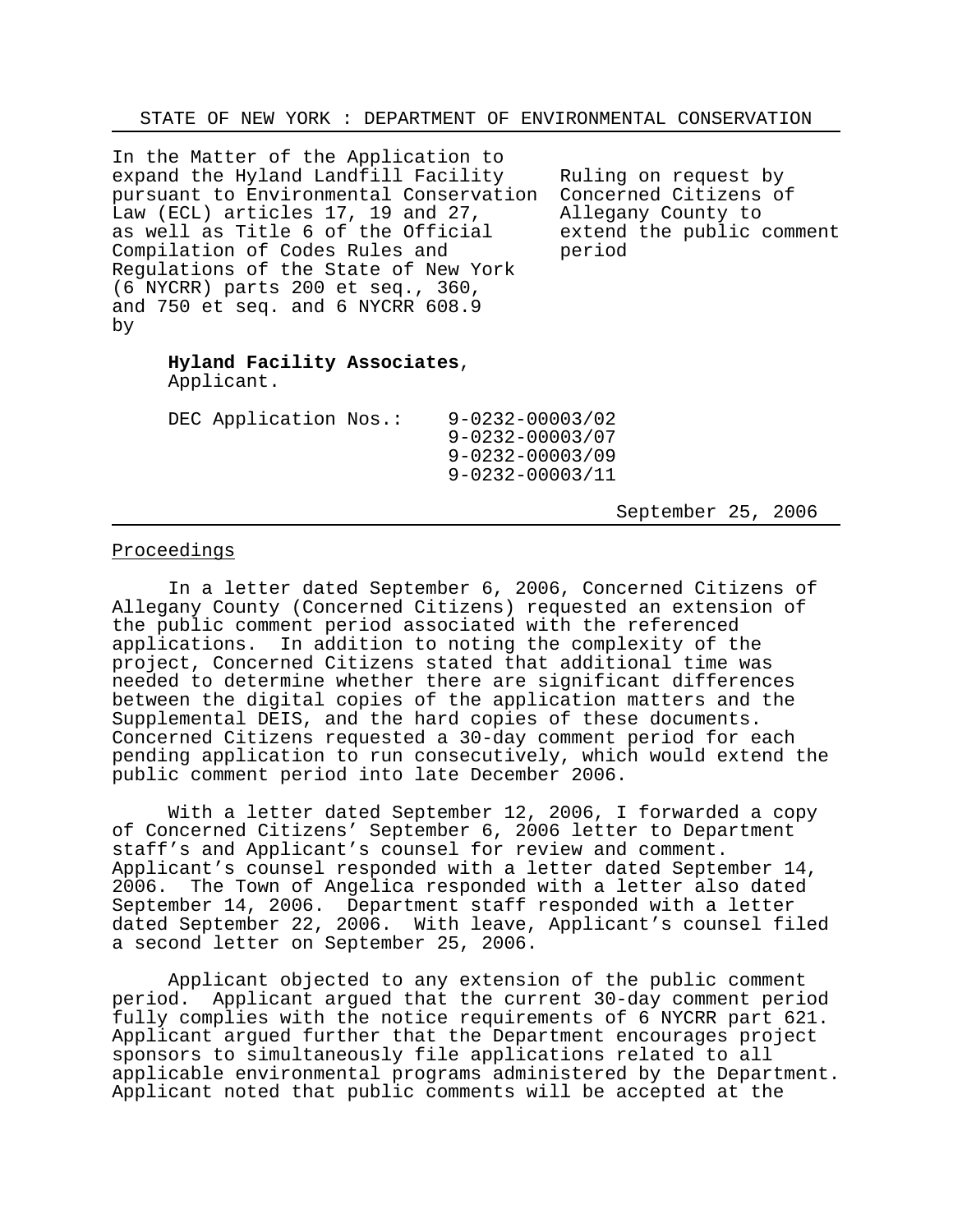STATE OF NEW YORK : DEPARTMENT OF ENVIRONMENTAL CONSERVATION

---

In the Matter of the Application to expand the Hyland Landfill Facility pursuant to Environmental Conservation Law (ECL) articles 17, 19 and 27, as well as Title 6 of the Official Compilation of Codes Rules and Regulations of the State of New York (6 NYCRR) parts 200 et seq., 360, and 750 et seq. and 6 NYCRR 608.9 by

**Hyland Facility Associates**,
Applicant.

DEC Application Nos.: 9-0232-00003/02
9-0232-00003/07
9-0232-00003/09
9-0232-00003/11

Ruling on request by Concerned Citizens of Allegany County to extend the public comment period

September 25, 2006

---

Proceedings

In a letter dated September 6, 2006, Concerned Citizens of Allegany County (Concerned Citizens) requested an extension of the public comment period associated with the referenced applications. In addition to noting the complexity of the project, Concerned Citizens stated that additional time was needed to determine whether there are significant differences between the digital copies of the application matters and the Supplemental DEIS, and the hard copies of these documents. Concerned Citizens requested a 30-day comment period for each pending application to run consecutively, which would extend the public comment period into late December 2006.

With a letter dated September 12, 2006, I forwarded a copy of Concerned Citizens' September 6, 2006 letter to Department staff's and Applicant's counsel for review and comment. Applicant's counsel responded with a letter dated September 14, 2006. The Town of Angelica responded with a letter also dated September 14, 2006. Department staff responded with a letter dated September 22, 2006. With leave, Applicant's counsel filed a second letter on September 25, 2006.

Applicant objected to any extension of the public comment period. Applicant argued that the current 30-day comment period fully complies with the notice requirements of 6 NYCRR part 621. Applicant argued further that the Department encourages project sponsors to simultaneously file applications related to all applicable environmental programs administered by the Department. Applicant noted that public comments will be accepted at the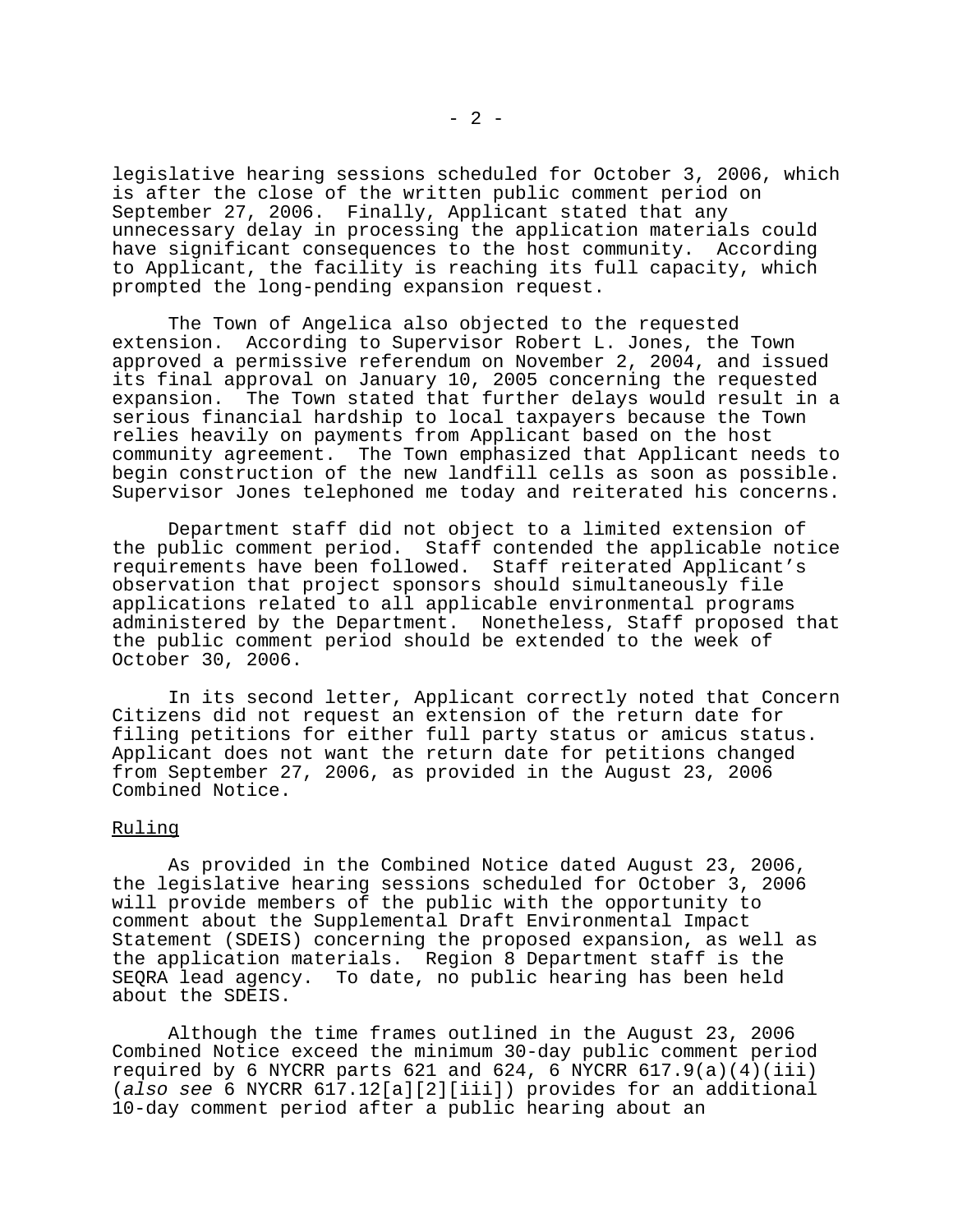legislative hearing sessions scheduled for October 3, 2006, which is after the close of the written public comment period on September 27, 2006. Finally, Applicant stated that any unnecessary delay in processing the application materials could have significant consequences to the host community. According to Applicant, the facility is reaching its full capacity, which prompted the long-pending expansion request.

The Town of Angelica also objected to the requested extension. According to Supervisor Robert L. Jones, the Town approved a permissive referendum on November 2, 2004, and issued its final approval on January 10, 2005 concerning the requested expansion. The Town stated that further delays would result in a serious financial hardship to local taxpayers because the Town relies heavily on payments from Applicant based on the host community agreement. The Town emphasized that Applicant needs to begin construction of the new landfill cells as soon as possible. Supervisor Jones telephoned me today and reiterated his concerns.

Department staff did not object to a limited extension of the public comment period. Staff contended the applicable notice requirements have been followed. Staff reiterated Applicant's observation that project sponsors should simultaneously file applications related to all applicable environmental programs administered by the Department. Nonetheless, Staff proposed that the public comment period should be extended to the week of October 30, 2006.

In its second letter, Applicant correctly noted that Concern Citizens did not request an extension of the return date for filing petitions for either full party status or amicus status. Applicant does not want the return date for petitions changed from September 27, 2006, as provided in the August 23, 2006 Combined Notice.

<u>Ruling</u>

As provided in the Combined Notice dated August 23, 2006, the legislative hearing sessions scheduled for October 3, 2006 will provide members of the public with the opportunity to comment about the Supplemental Draft Environmental Impact Statement (SDEIS) concerning the proposed expansion, as well as the application materials. Region 8 Department staff is the SEQRA lead agency. To date, no public hearing has been held about the SDEIS.

Although the time frames outlined in the August 23, 2006 Combined Notice exceed the minimum 30-day public comment period required by 6 NYCRR parts 621 and 624, 6 NYCRR 617.9(a)(4)(iii) (*also see* 6 NYCRR 617.12[a][2][iii]) provides for an additional 10-day comment period after a public hearing about an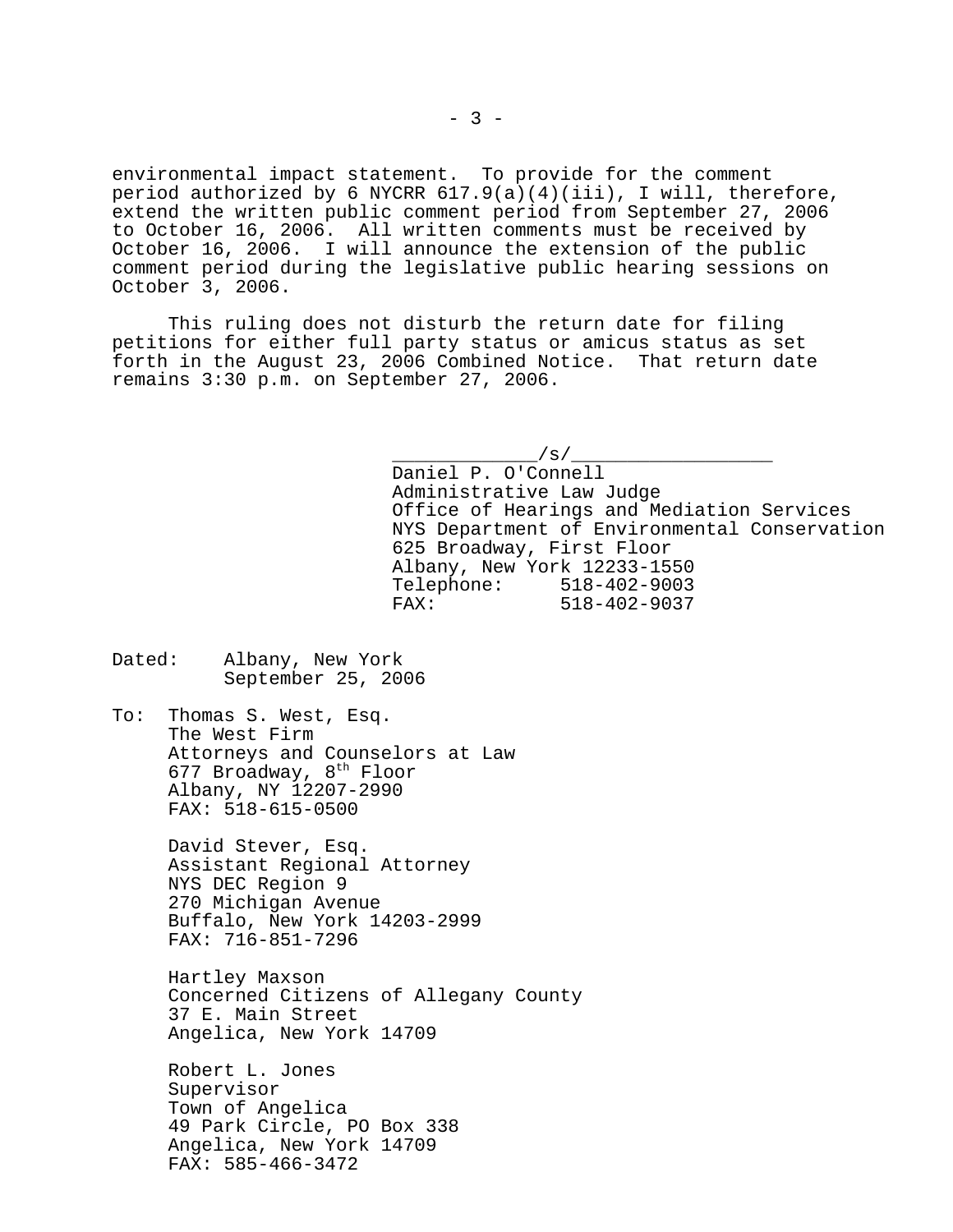environmental impact statement. To provide for the comment period authorized by 6 NYCRR 617.9(a)(4)(iii), I will, therefore, extend the written public comment period from September 27, 2006 to October 16, 2006. All written comments must be received by October 16, 2006. I will announce the extension of the public comment period during the legislative public hearing sessions on October 3, 2006.

This ruling does not disturb the return date for filing petitions for either full party status or amicus status as set forth in the August 23, 2006 Combined Notice. That return date remains 3:30 p.m. on September 27, 2006.

_____________/s/__________________
Daniel P. O'Connell
Administrative Law Judge
Office of Hearings and Mediation Services
NYS Department of Environmental Conservation
625 Broadway, First Floor
Albany, New York 12233-1550
Telephone: 518-402-9003
FAX: 518-402-9037

Dated: Albany, New York
September 25, 2006

To: Thomas S. West, Esq.
The West Firm
Attorneys and Counselors at Law
677 Broadway, 8th Floor
Albany, NY 12207-2990
FAX: 518-615-0500

David Stever, Esq.
Assistant Regional Attorney
NYS DEC Region 9
270 Michigan Avenue
Buffalo, New York 14203-2999
FAX: 716-851-7296

Hartley Maxson
Concerned Citizens of Allegany County
37 E. Main Street
Angelica, New York 14709

Robert L. Jones
Supervisor
Town of Angelica
49 Park Circle, PO Box 338
Angelica, New York 14709
FAX: 585-466-3472